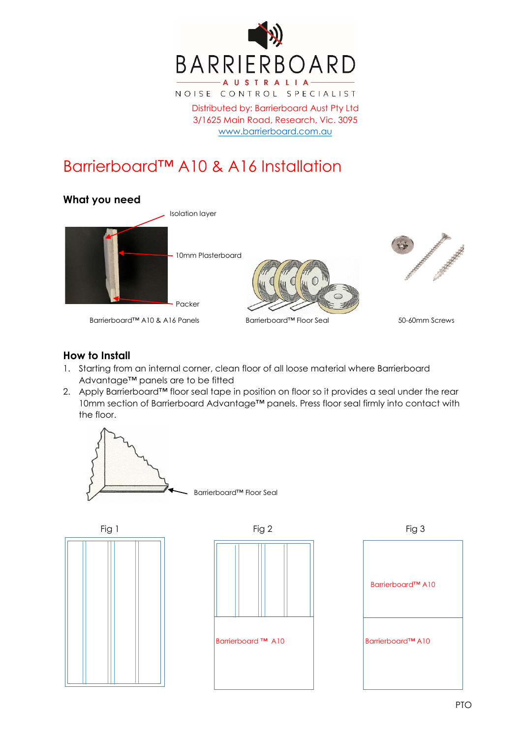BARRIERBOARD

AUSTRALIA

NOISE CONTROL SPECIALIST

Distributed by: Barrierboard Aust Pty Ltd
3/1625 Main Road, Research, Vic. 3095
www.barrierboard.com.au

# Barrierboard™ A10 & A16 Installation

## What you need

Isolation layer

10mm Plasterboard

Packer

Barrierboard™ A10 & A16 Panels

Barrierboard™ Floor Seal

50-60mm Screws

## How to Install

1. Starting from an internal corner, clean floor of all loose material where Barrierboard Advantage™ panels are to be fitted
2. Apply Barrierboard™ floor seal tape in position on floor so it provides a seal under the rear 10mm section of Barrierboard Advantage™ panels. Press floor seal firmly into contact with the floor.

Barrierboard™ Floor Seal

Fig 1

Fig 2

Barrierboard ™ A10

Fig 3

Barrierboard™ A10

Barrierboard™ A10

PTO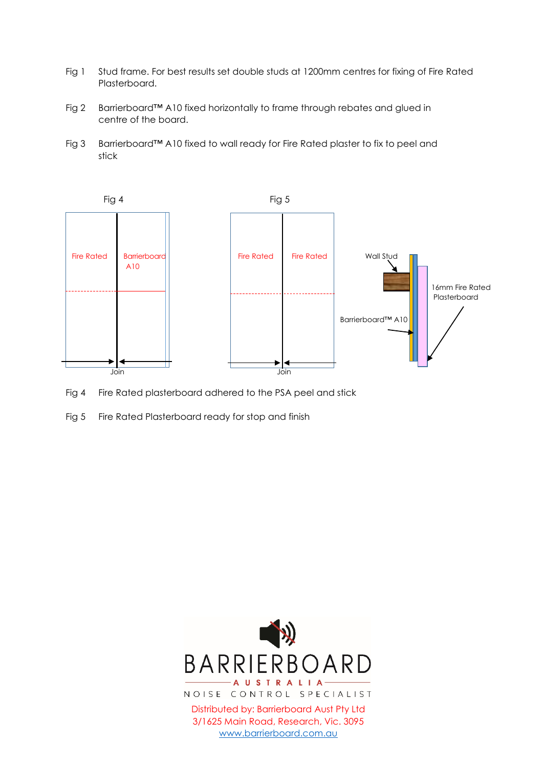Fig 1 Stud frame. For best results set double studs at 1200mm centres for fixing of Fire Rated Plasterboard.

Fig 2 Barrierboard™ A10 fixed horizontally to frame through rebates and glued in centre of the board.

Fig 3 Barrierboard™ A10 fixed to wall ready for Fire Rated plaster to fix to peel and stick

Fig 4

Fire Rated

Barrierboard A10

Join

Fig 5

Fire Rated

Fire Rated

Join

Wall Stud

16mm Fire Rated Plasterboard

Barrierboard™ A10

Fig 4 Fire Rated plasterboard adhered to the PSA peel and stick

Fig 5 Fire Rated Plasterboard ready for stop and finish

BARRIERBOARD

AUSTRALIA

NOISE CONTROL SPECIALIST

Distributed by: Barrierboard Aust Pty Ltd
3/1625 Main Road, Research, Vic. 3095
www.barrierboard.com.au